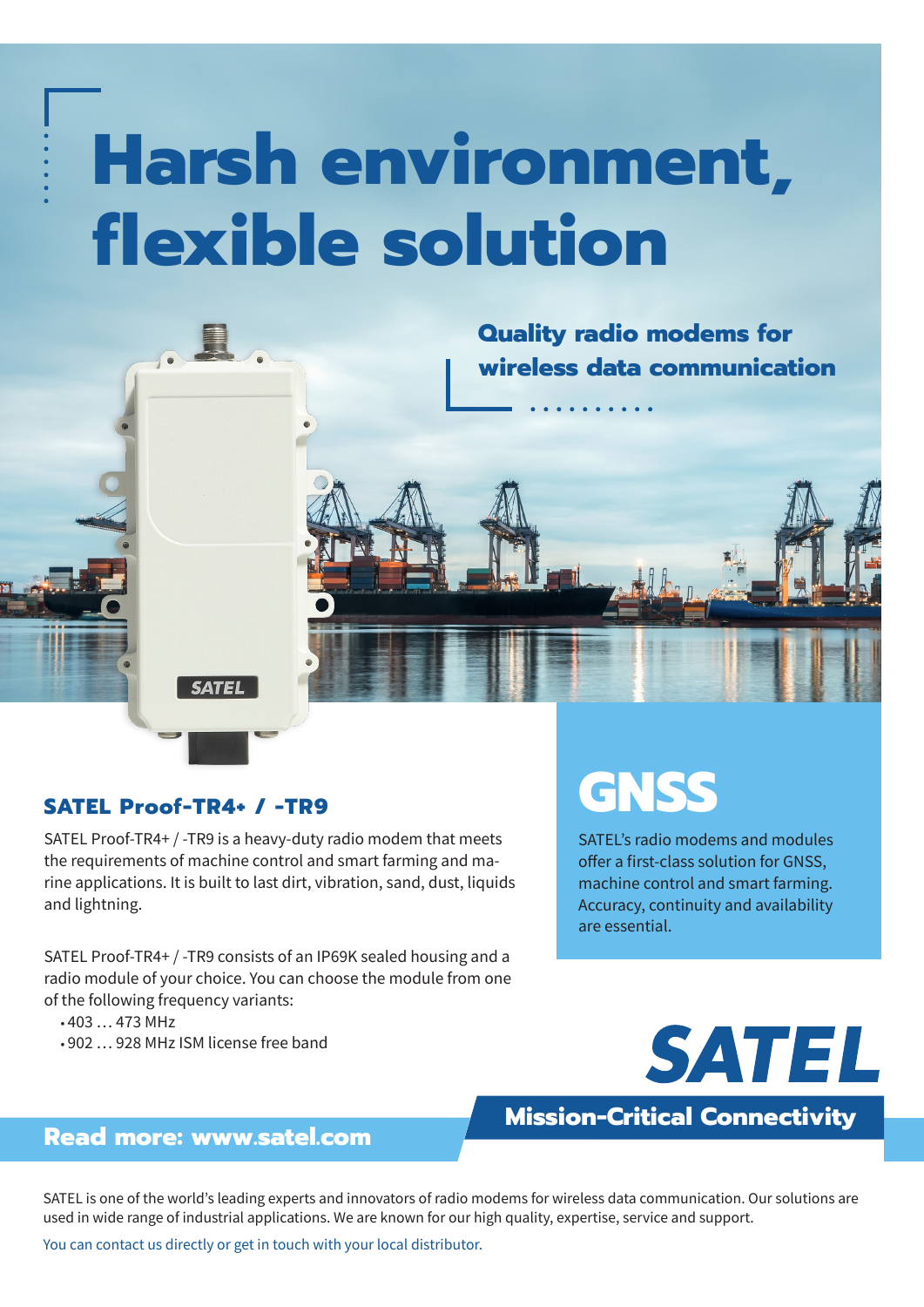# Harsh environment, flexible solution

**Quality radio modems for wireless data communication**

## SATEL Proof-TR4+ / -TR9

SATEL Proof-TR4+ / -TR9 is a heavy-duty radio modem that meets the requirements of machine control and smart farming and marine applications. It is built to last dirt, vibration, sand, dust, liquids and lightning.

SATEL Proof-TR4+ / -TR9 consists of an IP69K sealed housing and a radio module of your choice. You can choose the module from one of the following frequency variants:

- 403 … 473 MHz
- 902 … 928 MHz ISM license free band

## GNSS

SATEL's radio modems and modules offer a first-class solution for GNSS, machine control and smart farming. Accuracy, continuity and availability are essential.

**SATEL**

**Mission-Critical Connectivity**

**Read more: www.satel.com**

SATEL is one of the world's leading experts and innovators of radio modems for wireless data communication. Our solutions are used in wide range of industrial applications. We are known for our high quality, expertise, service and support.

You can contact us directly or get in touch with your local distributor.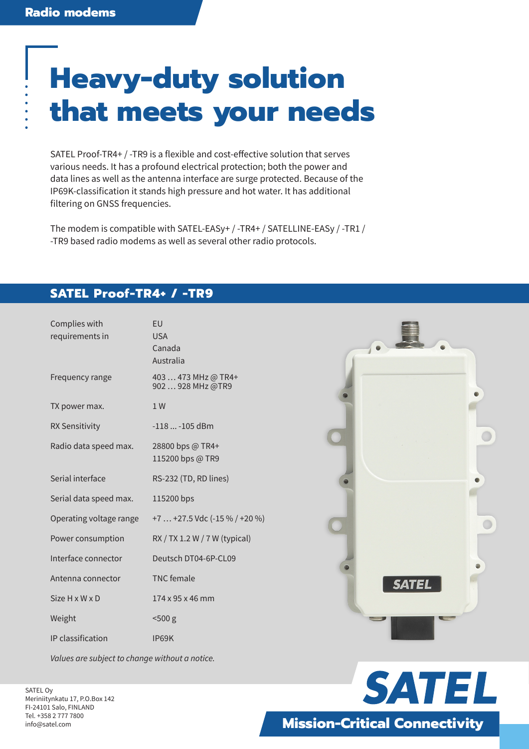Radio modems

# Heavy-duty solution that meets your needs

SATEL Proof-TR4+ / -TR9 is a flexible and cost-effective solution that serves various needs. It has a profound electrical protection; both the power and data lines as well as the antenna interface are surge protected. Because of the IP69K-classification it stands high pressure and hot water. It has additional filtering on GNSS frequencies.

The modem is compatible with SATEL-EASy+ / -TR4+ / SATELLINE-EASy / -TR1 / -TR9 based radio modems as well as several other radio protocols.

## SATEL Proof-TR4+ / -TR9

| | |
|---|---|
| Complies with requirements in | EU<br>USA<br>Canada<br>Australia |
| Frequency range | 403 … 473 MHz @ TR4+<br>902 … 928 MHz @TR9 |
| TX power max. | 1 W |
| RX Sensitivity | -118 ... -105 dBm |
| Radio data speed max. | 28800 bps @ TR4+<br>115200 bps @ TR9 |
| Serial interface | RS-232 (TD, RD lines) |
| Serial data speed max. | 115200 bps |
| Operating voltage range | +7 … +27.5 Vdc (-15 % / +20 %) |
| Power consumption | RX / TX 1.2 W / 7 W (typical) |
| Interface connector | Deutsch DT04-6P-CL09 |
| Antenna connector | TNC female |
| Size H x W x D | 174 x 95 x 46 mm |
| Weight | <500 g |
| IP classification | IP69K |

*Values are subject to change without a notice.*

SATEL Oy
Meriniitynkatu 17, P.O.Box 142
FI-24101 Salo, FINLAND
Tel. +358 2 777 7800
info@satel.com

SATEL

Mission-Critical Connectivity